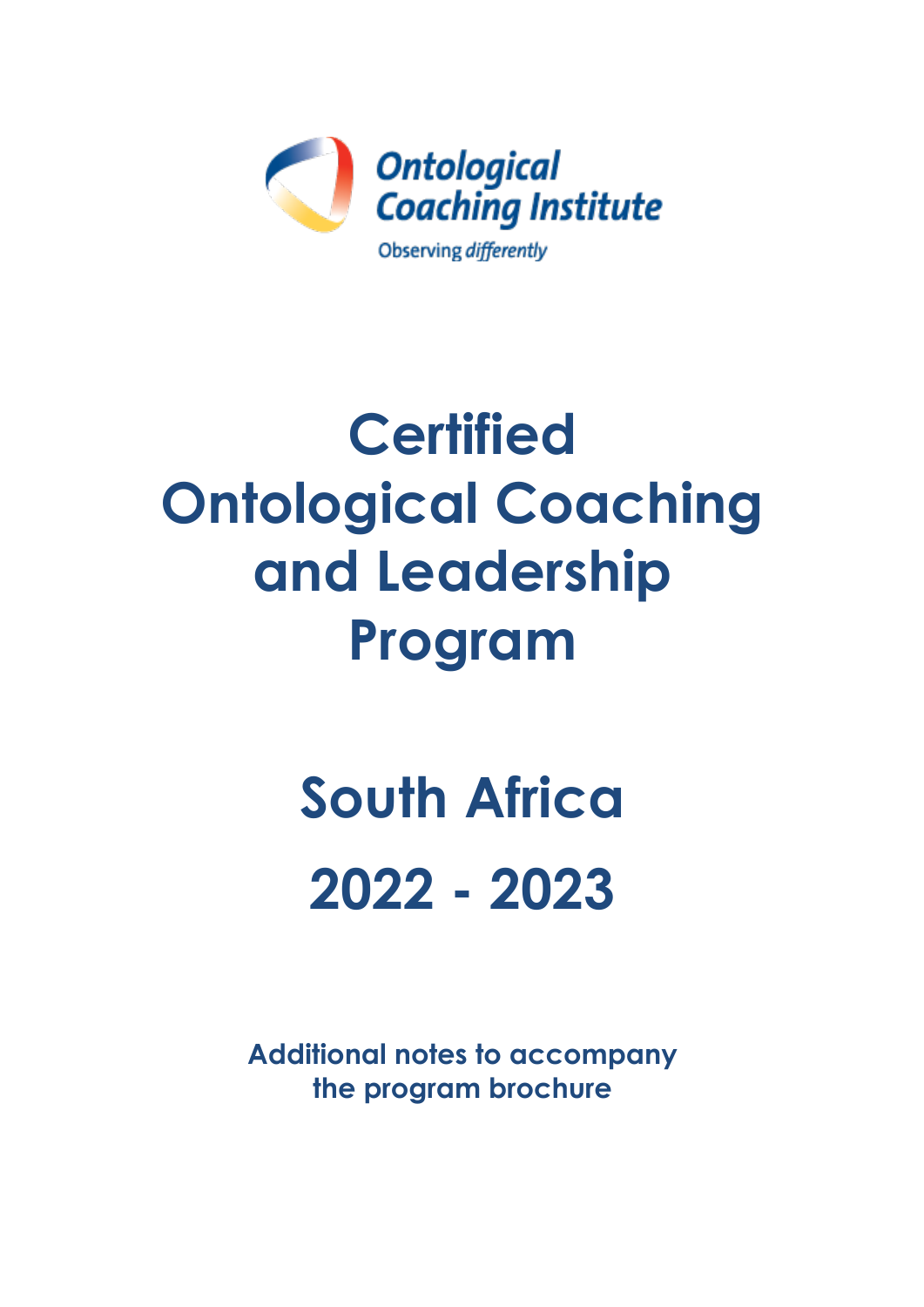Ontological Coaching Institute

Observing *differently*

# Certified Ontological Coaching and Leadership Program

# South Africa 2022 - 2023

**Additional notes to accompany the program brochure**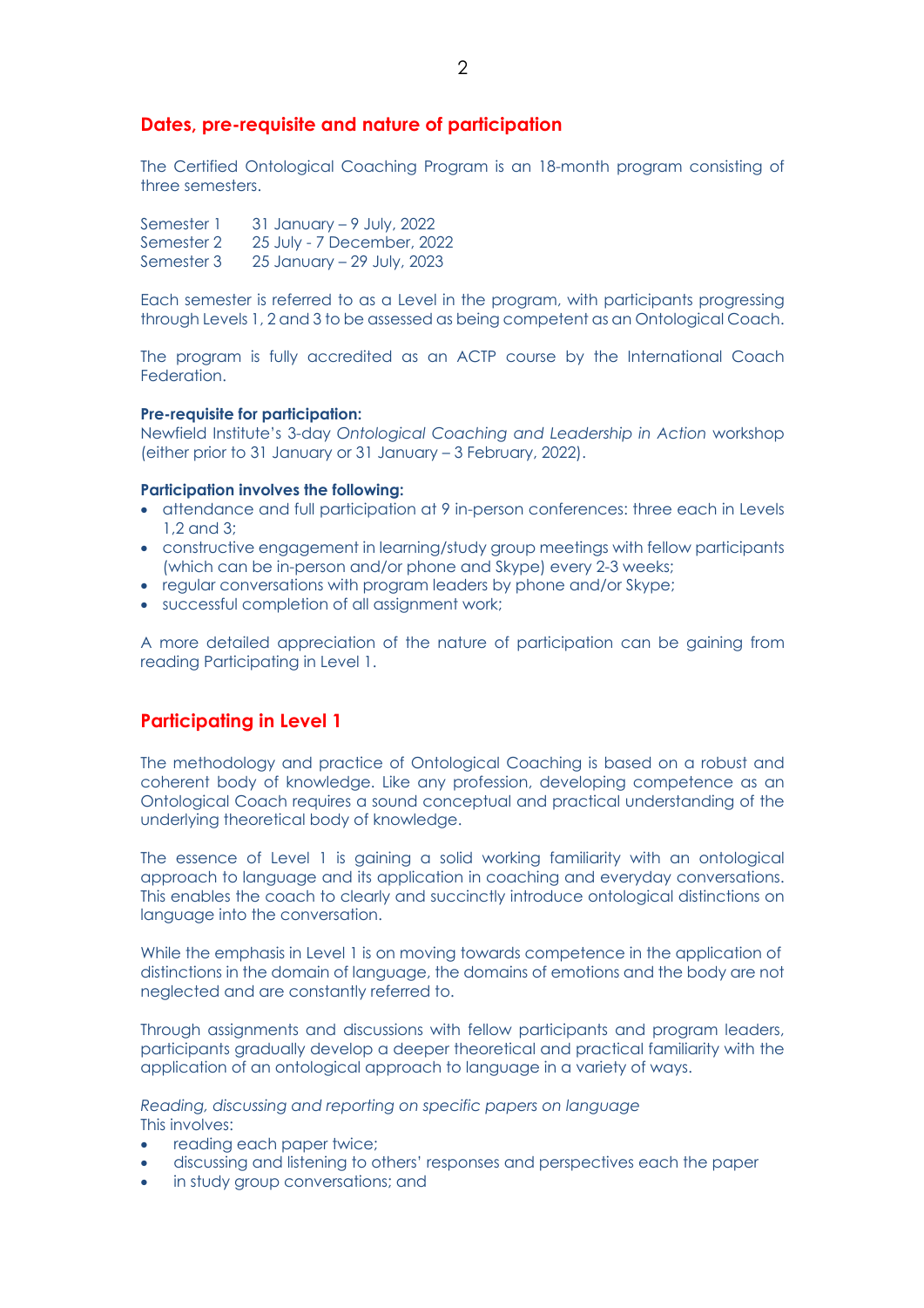## Dates, pre-requisite and nature of participation

The Certified Ontological Coaching Program is an 18-month program consisting of three semesters.

Semester 1 31 January – 9 July, 2022
Semester 2 25 July - 7 December, 2022
Semester 3 25 January – 29 July, 2023

Each semester is referred to as a Level in the program, with participants progressing through Levels 1, 2 and 3 to be assessed as being competent as an Ontological Coach.

The program is fully accredited as an ACTP course by the International Coach Federation.

**Pre-requisite for participation:**
Newfield Institute's 3-day *Ontological Coaching and Leadership in Action* workshop (either prior to 31 January or 31 January – 3 February, 2022).

**Participation involves the following:**

- attendance and full participation at 9 in-person conferences: three each in Levels 1,2 and 3;
- constructive engagement in learning/study group meetings with fellow participants (which can be in-person and/or phone and Skype) every 2-3 weeks;
- regular conversations with program leaders by phone and/or Skype;
- successful completion of all assignment work;

A more detailed appreciation of the nature of participation can be gaining from reading Participating in Level 1.

## Participating in Level 1

The methodology and practice of Ontological Coaching is based on a robust and coherent body of knowledge. Like any profession, developing competence as an Ontological Coach requires a sound conceptual and practical understanding of the underlying theoretical body of knowledge.

The essence of Level 1 is gaining a solid working familiarity with an ontological approach to language and its application in coaching and everyday conversations. This enables the coach to clearly and succinctly introduce ontological distinctions on language into the conversation.

While the emphasis in Level 1 is on moving towards competence in the application of distinctions in the domain of language, the domains of emotions and the body are not neglected and are constantly referred to.

Through assignments and discussions with fellow participants and program leaders, participants gradually develop a deeper theoretical and practical familiarity with the application of an ontological approach to language in a variety of ways.

*Reading, discussing and reporting on specific papers on language*
This involves:

- reading each paper twice;
- discussing and listening to others' responses and perspectives each the paper
- in study group conversations; and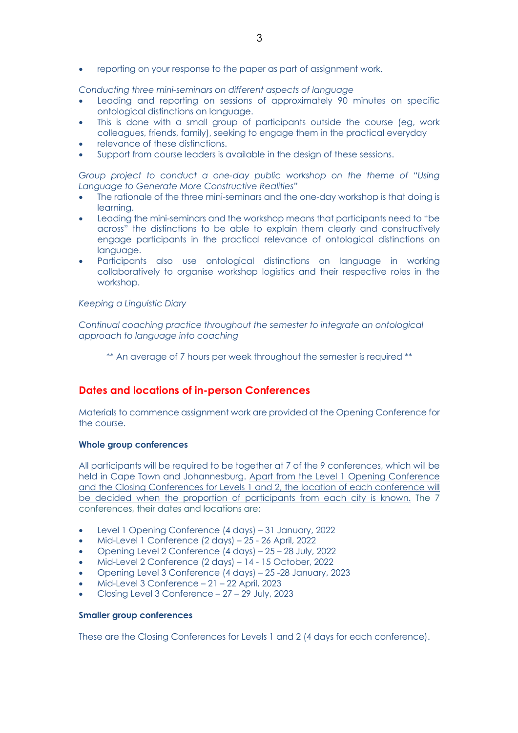- reporting on your response to the paper as part of assignment work.

*Conducting three mini-seminars on different aspects of language*

- Leading and reporting on sessions of approximately 90 minutes on specific ontological distinctions on language.
- This is done with a small group of participants outside the course (eg, work colleagues, friends, family), seeking to engage them in the practical everyday
- relevance of these distinctions.
- Support from course leaders is available in the design of these sessions.

*Group project to conduct a one-day public workshop on the theme of "Using Language to Generate More Constructive Realities"*

- The rationale of the three mini-seminars and the one-day workshop is that doing is learning.
- Leading the mini-seminars and the workshop means that participants need to "be across" the distinctions to be able to explain them clearly and constructively engage participants in the practical relevance of ontological distinctions on language.
- Participants also use ontological distinctions on language in working collaboratively to organise workshop logistics and their respective roles in the workshop.

*Keeping a Linguistic Diary*

*Continual coaching practice throughout the semester to integrate an ontological approach to language into coaching*

** An average of 7 hours per week throughout the semester is required **

## Dates and locations of in-person Conferences

Materials to commence assignment work are provided at the Opening Conference for the course.

**Whole group conferences**

All participants will be required to be together at 7 of the 9 conferences, which will be held in Cape Town and Johannesburg. <u>Apart from the Level 1 Opening Conference and the Closing Conferences for Levels 1 and 2, the location of each conference will be decided when the proportion of participants from each city is known.</u> The 7 conferences, their dates and locations are:

- Level 1 Opening Conference (4 days) – 31 January, 2022
- Mid-Level 1 Conference (2 days) – 25 - 26 April, 2022
- Opening Level 2 Conference (4 days) – 25 – 28 July, 2022
- Mid-Level 2 Conference (2 days) – 14 - 15 October, 2022
- Opening Level 3 Conference (4 days) – 25 -28 January, 2023
- Mid-Level 3 Conference – 21 – 22 April, 2023
- Closing Level 3 Conference – 27 – 29 July, 2023

**Smaller group conferences**

These are the Closing Conferences for Levels 1 and 2 (4 days for each conference).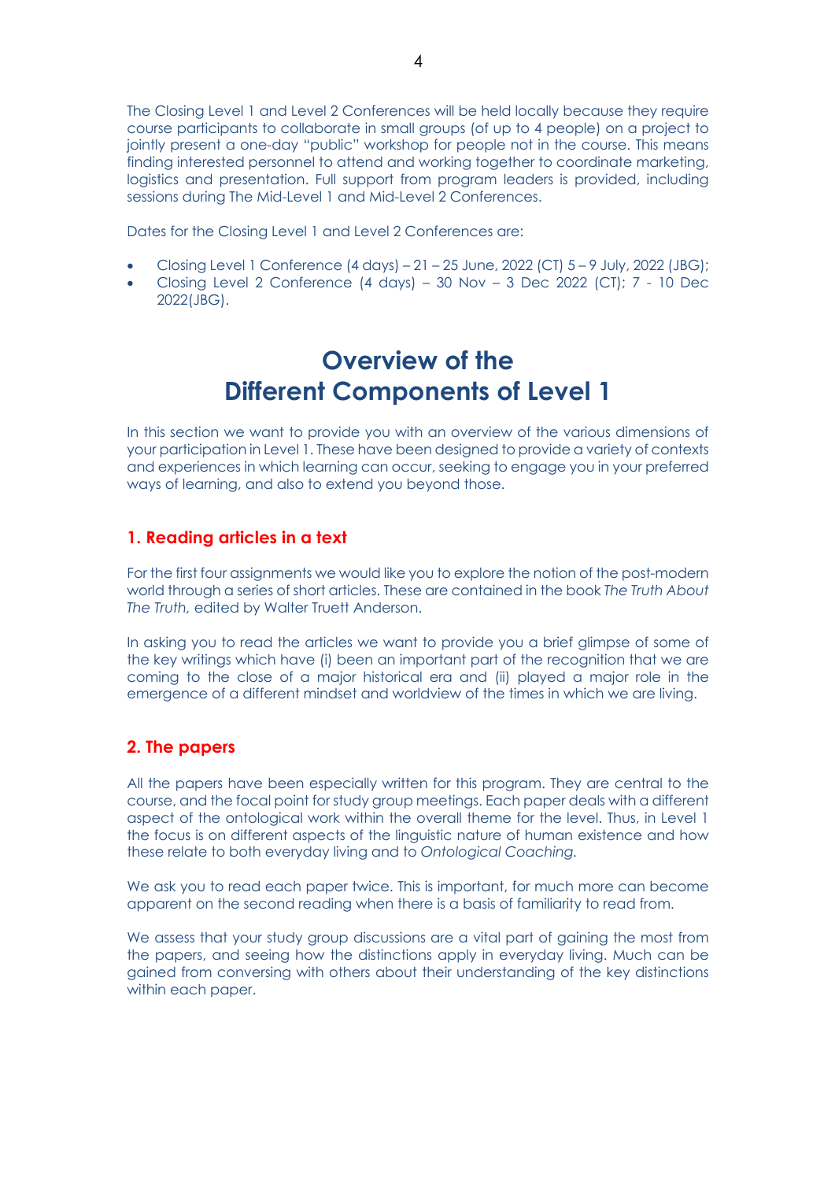The Closing Level 1 and Level 2 Conferences will be held locally because they require course participants to collaborate in small groups (of up to 4 people) on a project to jointly present a one-day "public" workshop for people not in the course. This means finding interested personnel to attend and working together to coordinate marketing, logistics and presentation. Full support from program leaders is provided, including sessions during The Mid-Level 1 and Mid-Level 2 Conferences.

Dates for the Closing Level 1 and Level 2 Conferences are:

- Closing Level 1 Conference (4 days) – 21 – 25 June, 2022 (CT) 5 – 9 July, 2022 (JBG);
- Closing Level 2 Conference (4 days) – 30 Nov – 3 Dec 2022 (CT); 7 - 10 Dec 2022(JBG).

# Overview of the Different Components of Level 1

In this section we want to provide you with an overview of the various dimensions of your participation in Level 1. These have been designed to provide a variety of contexts and experiences in which learning can occur, seeking to engage you in your preferred ways of learning, and also to extend you beyond those.

## 1. Reading articles in a text

For the first four assignments we would like you to explore the notion of the post-modern world through a series of short articles. These are contained in the book *The Truth About The Truth,* edited by Walter Truett Anderson.

In asking you to read the articles we want to provide you a brief glimpse of some of the key writings which have (i) been an important part of the recognition that we are coming to the close of a major historical era and (ii) played a major role in the emergence of a different mindset and worldview of the times in which we are living.

## 2. The papers

All the papers have been especially written for this program. They are central to the course, and the focal point for study group meetings. Each paper deals with a different aspect of the ontological work within the overall theme for the level. Thus, in Level 1 the focus is on different aspects of the linguistic nature of human existence and how these relate to both everyday living and to *Ontological Coaching.*

We ask you to read each paper twice. This is important, for much more can become apparent on the second reading when there is a basis of familiarity to read from.

We assess that your study group discussions are a vital part of gaining the most from the papers, and seeing how the distinctions apply in everyday living. Much can be gained from conversing with others about their understanding of the key distinctions within each paper.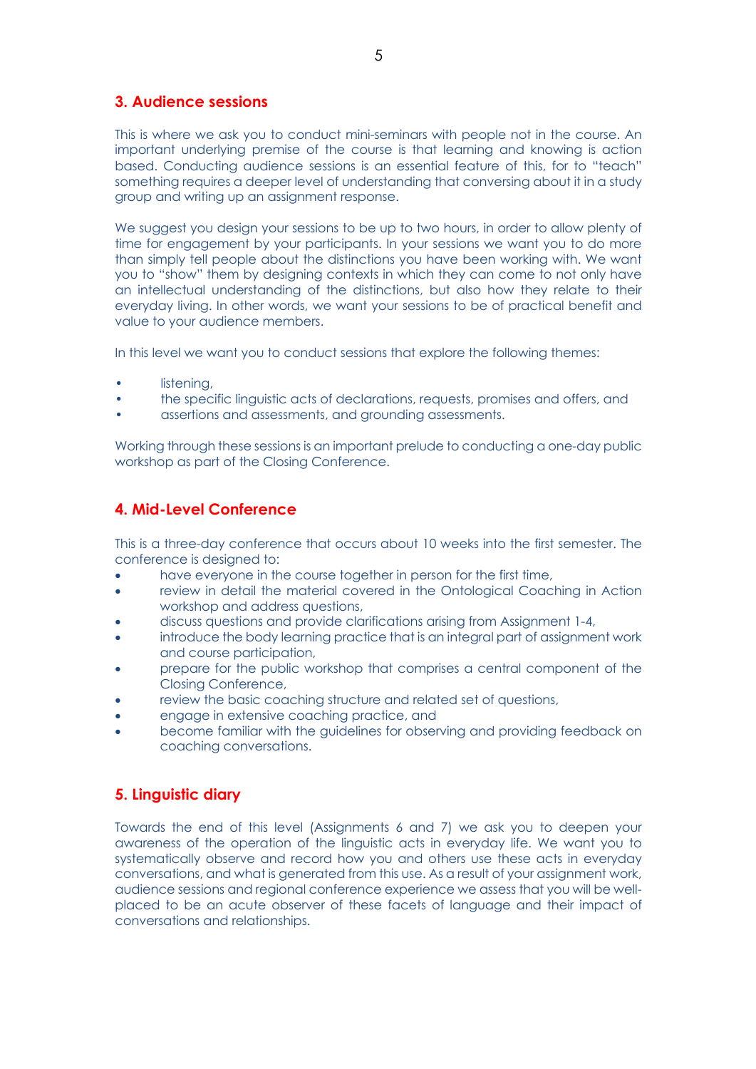## 3. Audience sessions

This is where we ask you to conduct mini-seminars with people not in the course. An important underlying premise of the course is that learning and knowing is action based. Conducting audience sessions is an essential feature of this, for to "teach" something requires a deeper level of understanding that conversing about it in a study group and writing up an assignment response.

We suggest you design your sessions to be up to two hours, in order to allow plenty of time for engagement by your participants. In your sessions we want you to do more than simply tell people about the distinctions you have been working with. We want you to "show" them by designing contexts in which they can come to not only have an intellectual understanding of the distinctions, but also how they relate to their everyday living. In other words, we want your sessions to be of practical benefit and value to your audience members.

In this level we want you to conduct sessions that explore the following themes:

- listening,
- the specific linguistic acts of declarations, requests, promises and offers, and
- assertions and assessments, and grounding assessments.

Working through these sessions is an important prelude to conducting a one-day public workshop as part of the Closing Conference.

## 4. Mid-Level Conference

This is a three-day conference that occurs about 10 weeks into the first semester. The conference is designed to:

- have everyone in the course together in person for the first time,
- review in detail the material covered in the Ontological Coaching in Action workshop and address questions,
- discuss questions and provide clarifications arising from Assignment 1-4,
- introduce the body learning practice that is an integral part of assignment work and course participation,
- prepare for the public workshop that comprises a central component of the Closing Conference,
- review the basic coaching structure and related set of questions,
- engage in extensive coaching practice, and
- become familiar with the guidelines for observing and providing feedback on coaching conversations.

## 5. Linguistic diary

Towards the end of this level (Assignments 6 and 7) we ask you to deepen your awareness of the operation of the linguistic acts in everyday life. We want you to systematically observe and record how you and others use these acts in everyday conversations, and what is generated from this use. As a result of your assignment work, audience sessions and regional conference experience we assess that you will be well-placed to be an acute observer of these facets of language and their impact of conversations and relationships.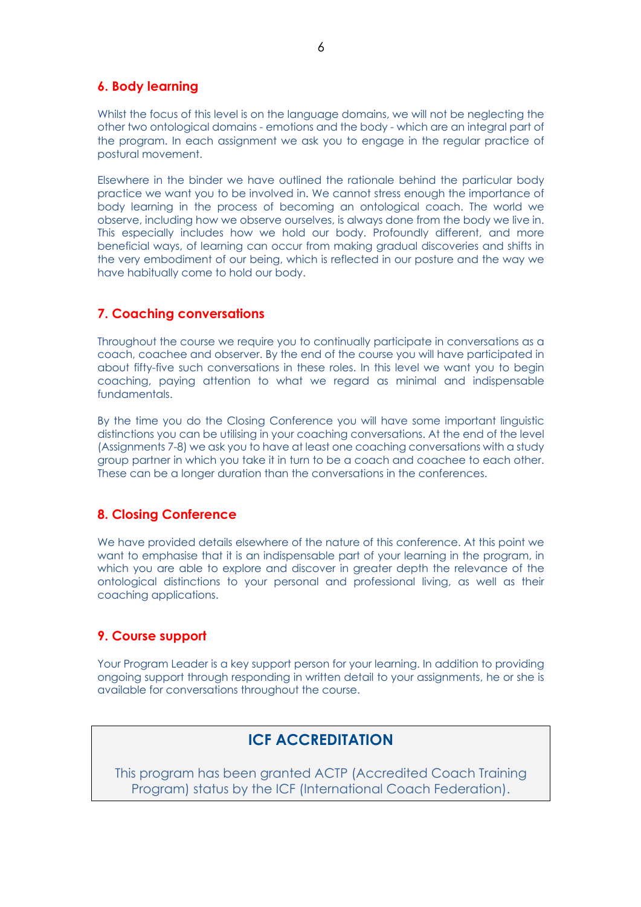## 6. Body learning

Whilst the focus of this level is on the language domains, we will not be neglecting the other two ontological domains - emotions and the body - which are an integral part of the program. In each assignment we ask you to engage in the regular practice of postural movement.

Elsewhere in the binder we have outlined the rationale behind the particular body practice we want you to be involved in. We cannot stress enough the importance of body learning in the process of becoming an ontological coach. The world we observe, including how we observe ourselves, is always done from the body we live in. This especially includes how we hold our body. Profoundly different, and more beneficial ways, of learning can occur from making gradual discoveries and shifts in the very embodiment of our being, which is reflected in our posture and the way we have habitually come to hold our body.

## 7. Coaching conversations

Throughout the course we require you to continually participate in conversations as a coach, coachee and observer. By the end of the course you will have participated in about fifty-five such conversations in these roles. In this level we want you to begin coaching, paying attention to what we regard as minimal and indispensable fundamentals.

By the time you do the Closing Conference you will have some important linguistic distinctions you can be utilising in your coaching conversations. At the end of the level (Assignments 7-8) we ask you to have at least one coaching conversations with a study group partner in which you take it in turn to be a coach and coachee to each other. These can be a longer duration than the conversations in the conferences.

## 8. Closing Conference

We have provided details elsewhere of the nature of this conference. At this point we want to emphasise that it is an indispensable part of your learning in the program, in which you are able to explore and discover in greater depth the relevance of the ontological distinctions to your personal and professional living, as well as their coaching applications.

## 9. Course support

Your Program Leader is a key support person for your learning. In addition to providing ongoing support through responding in written detail to your assignments, he or she is available for conversations throughout the course.

## ICF ACCREDITATION

This program has been granted ACTP (Accredited Coach Training Program) status by the ICF (International Coach Federation).